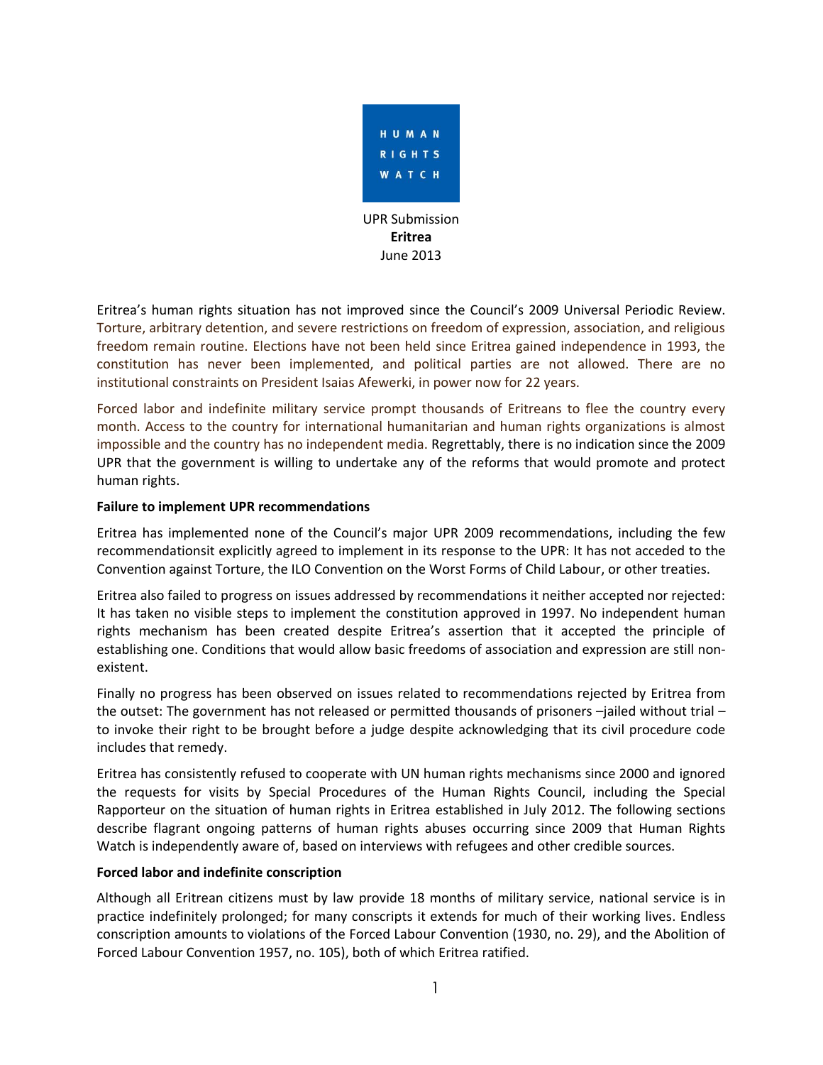HUMAN RIGHTS WATCH

UPR Submission
**Eritrea**
June 2013

Eritrea's human rights situation has not improved since the Council's 2009 Universal Periodic Review. Torture, arbitrary detention, and severe restrictions on freedom of expression, association, and religious freedom remain routine. Elections have not been held since Eritrea gained independence in 1993, the constitution has never been implemented, and political parties are not allowed. There are no institutional constraints on President Isaias Afewerki, in power now for 22 years.

Forced labor and indefinite military service prompt thousands of Eritreans to flee the country every month. Access to the country for international humanitarian and human rights organizations is almost impossible and the country has no independent media. Regrettably, there is no indication since the 2009 UPR that the government is willing to undertake any of the reforms that would promote and protect human rights.

**Failure to implement UPR recommendations**

Eritrea has implemented none of the Council's major UPR 2009 recommendations, including the few recommendationsit explicitly agreed to implement in its response to the UPR: It has not acceded to the Convention against Torture, the ILO Convention on the Worst Forms of Child Labour, or other treaties.

Eritrea also failed to progress on issues addressed by recommendations it neither accepted nor rejected: It has taken no visible steps to implement the constitution approved in 1997. No independent human rights mechanism has been created despite Eritrea's assertion that it accepted the principle of establishing one. Conditions that would allow basic freedoms of association and expression are still non-existent.

Finally no progress has been observed on issues related to recommendations rejected by Eritrea from the outset: The government has not released or permitted thousands of prisoners –jailed without trial – to invoke their right to be brought before a judge despite acknowledging that its civil procedure code includes that remedy.

Eritrea has consistently refused to cooperate with UN human rights mechanisms since 2000 and ignored the requests for visits by Special Procedures of the Human Rights Council, including the Special Rapporteur on the situation of human rights in Eritrea established in July 2012. The following sections describe flagrant ongoing patterns of human rights abuses occurring since 2009 that Human Rights Watch is independently aware of, based on interviews with refugees and other credible sources.

**Forced labor and indefinite conscription**

Although all Eritrean citizens must by law provide 18 months of military service, national service is in practice indefinitely prolonged; for many conscripts it extends for much of their working lives. Endless conscription amounts to violations of the Forced Labour Convention (1930, no. 29), and the Abolition of Forced Labour Convention 1957, no. 105), both of which Eritrea ratified.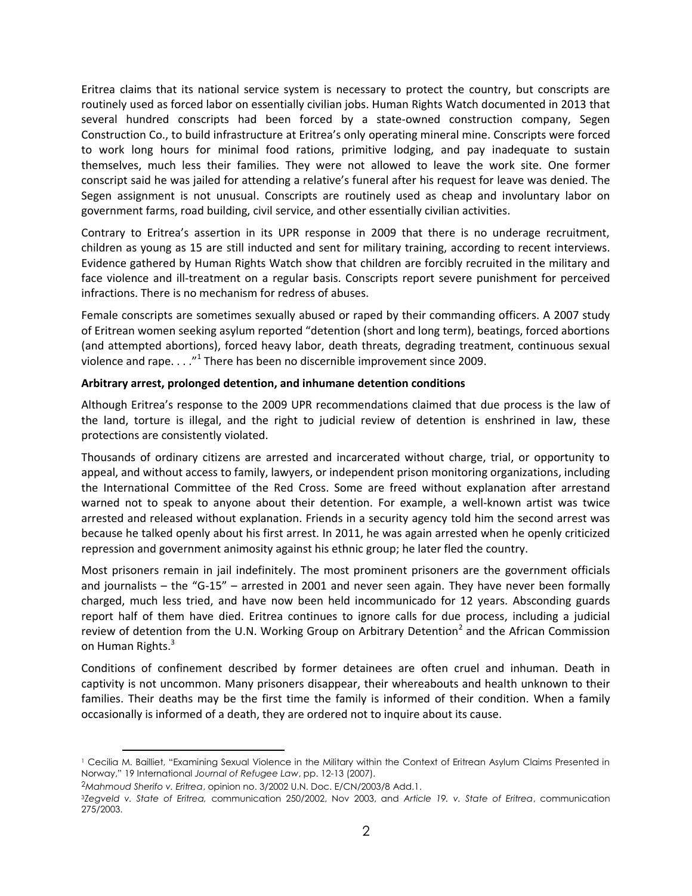Eritrea claims that its national service system is necessary to protect the country, but conscripts are routinely used as forced labor on essentially civilian jobs. Human Rights Watch documented in 2013 that several hundred conscripts had been forced by a state-owned construction company, Segen Construction Co., to build infrastructure at Eritrea's only operating mineral mine. Conscripts were forced to work long hours for minimal food rations, primitive lodging, and pay inadequate to sustain themselves, much less their families. They were not allowed to leave the work site. One former conscript said he was jailed for attending a relative's funeral after his request for leave was denied. The Segen assignment is not unusual. Conscripts are routinely used as cheap and involuntary labor on government farms, road building, civil service, and other essentially civilian activities.

Contrary to Eritrea's assertion in its UPR response in 2009 that there is no underage recruitment, children as young as 15 are still inducted and sent for military training, according to recent interviews. Evidence gathered by Human Rights Watch show that children are forcibly recruited in the military and face violence and ill-treatment on a regular basis. Conscripts report severe punishment for perceived infractions. There is no mechanism for redress of abuses.

Female conscripts are sometimes sexually abused or raped by their commanding officers. A 2007 study of Eritrean women seeking asylum reported "detention (short and long term), beatings, forced abortions (and attempted abortions), forced heavy labor, death threats, degrading treatment, continuous sexual violence and rape. . . ."[1] There has been no discernible improvement since 2009.

**Arbitrary arrest, prolonged detention, and inhumane detention conditions**

Although Eritrea's response to the 2009 UPR recommendations claimed that due process is the law of the land, torture is illegal, and the right to judicial review of detention is enshrined in law, these protections are consistently violated.

Thousands of ordinary citizens are arrested and incarcerated without charge, trial, or opportunity to appeal, and without access to family, lawyers, or independent prison monitoring organizations, including the International Committee of the Red Cross. Some are freed without explanation after arrestand warned not to speak to anyone about their detention. For example, a well-known artist was twice arrested and released without explanation. Friends in a security agency told him the second arrest was because he talked openly about his first arrest. In 2011, he was again arrested when he openly criticized repression and government animosity against his ethnic group; he later fled the country.

Most prisoners remain in jail indefinitely. The most prominent prisoners are the government officials and journalists – the "G-15" – arrested in 2001 and never seen again. They have never been formally charged, much less tried, and have now been held incommunicado for 12 years. Absconding guards report half of them have died. Eritrea continues to ignore calls for due process, including a judicial review of detention from the U.N. Working Group on Arbitrary Detention[2] and the African Commission on Human Rights.[3]

Conditions of confinement described by former detainees are often cruel and inhuman. Death in captivity is not uncommon. Many prisoners disappear, their whereabouts and health unknown to their families. Their deaths may be the first time the family is informed of their condition. When a family occasionally is informed of a death, they are ordered not to inquire about its cause.

---

[1] Cecilia M. Bailliet, "Examining Sexual Violence in the Military within the Context of Eritrean Asylum Claims Presented in Norway," 19 International *Journal of Refugee Law*, pp. 12-13 (2007).

[2] *Mahmoud Sherifo v. Eritrea*, opinion no. 3/2002 U.N. Doc. E/CN/2003/8 Add.1.

[3] *Zegveld v. State of Eritrea,* communication 250/2002, Nov 2003, and *Article 19. v. State of Eritrea*, communication 275/2003.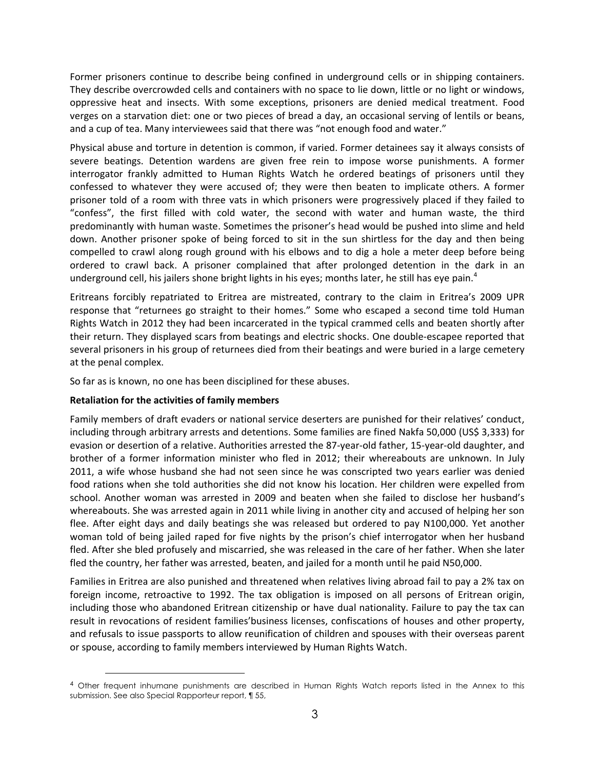Former prisoners continue to describe being confined in underground cells or in shipping containers. They describe overcrowded cells and containers with no space to lie down, little or no light or windows, oppressive heat and insects. With some exceptions, prisoners are denied medical treatment. Food verges on a starvation diet: one or two pieces of bread a day, an occasional serving of lentils or beans, and a cup of tea. Many interviewees said that there was "not enough food and water."

Physical abuse and torture in detention is common, if varied. Former detainees say it always consists of severe beatings. Detention wardens are given free rein to impose worse punishments. A former interrogator frankly admitted to Human Rights Watch he ordered beatings of prisoners until they confessed to whatever they were accused of; they were then beaten to implicate others. A former prisoner told of a room with three vats in which prisoners were progressively placed if they failed to "confess", the first filled with cold water, the second with water and human waste, the third predominantly with human waste. Sometimes the prisoner's head would be pushed into slime and held down. Another prisoner spoke of being forced to sit in the sun shirtless for the day and then being compelled to crawl along rough ground with his elbows and to dig a hole a meter deep before being ordered to crawl back. A prisoner complained that after prolonged detention in the dark in an underground cell, his jailers shone bright lights in his eyes; months later, he still has eye pain.[4]

Eritreans forcibly repatriated to Eritrea are mistreated, contrary to the claim in Eritrea's 2009 UPR response that "returnees go straight to their homes." Some who escaped a second time told Human Rights Watch in 2012 they had been incarcerated in the typical crammed cells and beaten shortly after their return. They displayed scars from beatings and electric shocks. One double-escapee reported that several prisoners in his group of returnees died from their beatings and were buried in a large cemetery at the penal complex.

So far as is known, no one has been disciplined for these abuses.

**Retaliation for the activities of family members**

Family members of draft evaders or national service deserters are punished for their relatives' conduct, including through arbitrary arrests and detentions. Some families are fined Nakfa 50,000 (US$ 3,333) for evasion or desertion of a relative. Authorities arrested the 87-year-old father, 15-year-old daughter, and brother of a former information minister who fled in 2012; their whereabouts are unknown. In July 2011, a wife whose husband she had not seen since he was conscripted two years earlier was denied food rations when she told authorities she did not know his location. Her children were expelled from school. Another woman was arrested in 2009 and beaten when she failed to disclose her husband's whereabouts. She was arrested again in 2011 while living in another city and accused of helping her son flee. After eight days and daily beatings she was released but ordered to pay N100,000. Yet another woman told of being jailed raped for five nights by the prison's chief interrogator when her husband fled. After she bled profusely and miscarried, she was released in the care of her father. When she later fled the country, her father was arrested, beaten, and jailed for a month until he paid N50,000.

Families in Eritrea are also punished and threatened when relatives living abroad fail to pay a 2% tax on foreign income, retroactive to 1992. The tax obligation is imposed on all persons of Eritrean origin, including those who abandoned Eritrean citizenship or have dual nationality. Failure to pay the tax can result in revocations of resident families'business licenses, confiscations of houses and other property, and refusals to issue passports to allow reunification of children and spouses with their overseas parent or spouse, according to family members interviewed by Human Rights Watch.

---

[4] Other frequent inhumane punishments are described in Human Rights Watch reports listed in the Annex to this submission. See also Special Rapporteur report, ¶ 55,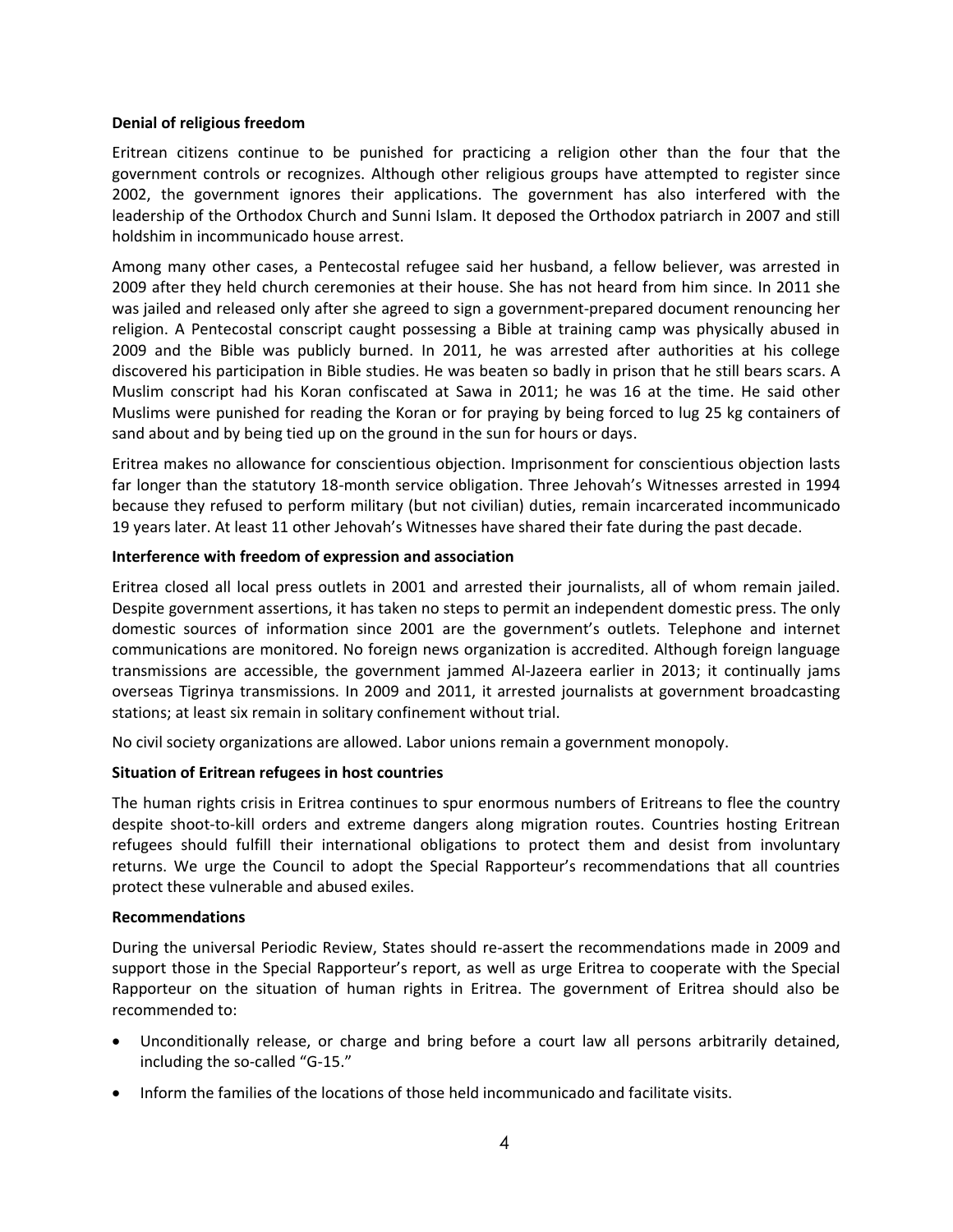**Denial of religious freedom**

Eritrean citizens continue to be punished for practicing a religion other than the four that the government controls or recognizes. Although other religious groups have attempted to register since 2002, the government ignores their applications. The government has also interfered with the leadership of the Orthodox Church and Sunni Islam. It deposed the Orthodox patriarch in 2007 and still holdshim in incommunicado house arrest.

Among many other cases, a Pentecostal refugee said her husband, a fellow believer, was arrested in 2009 after they held church ceremonies at their house. She has not heard from him since. In 2011 she was jailed and released only after she agreed to sign a government-prepared document renouncing her religion. A Pentecostal conscript caught possessing a Bible at training camp was physically abused in 2009 and the Bible was publicly burned. In 2011, he was arrested after authorities at his college discovered his participation in Bible studies. He was beaten so badly in prison that he still bears scars. A Muslim conscript had his Koran confiscated at Sawa in 2011; he was 16 at the time. He said other Muslims were punished for reading the Koran or for praying by being forced to lug 25 kg containers of sand about and by being tied up on the ground in the sun for hours or days.

Eritrea makes no allowance for conscientious objection. Imprisonment for conscientious objection lasts far longer than the statutory 18-month service obligation. Three Jehovah's Witnesses arrested in 1994 because they refused to perform military (but not civilian) duties, remain incarcerated incommunicado 19 years later. At least 11 other Jehovah's Witnesses have shared their fate during the past decade.

**Interference with freedom of expression and association**

Eritrea closed all local press outlets in 2001 and arrested their journalists, all of whom remain jailed. Despite government assertions, it has taken no steps to permit an independent domestic press. The only domestic sources of information since 2001 are the government's outlets. Telephone and internet communications are monitored. No foreign news organization is accredited. Although foreign language transmissions are accessible, the government jammed Al-Jazeera earlier in 2013; it continually jams overseas Tigrinya transmissions. In 2009 and 2011, it arrested journalists at government broadcasting stations; at least six remain in solitary confinement without trial.

No civil society organizations are allowed. Labor unions remain a government monopoly.

**Situation of Eritrean refugees in host countries**

The human rights crisis in Eritrea continues to spur enormous numbers of Eritreans to flee the country despite shoot-to-kill orders and extreme dangers along migration routes. Countries hosting Eritrean refugees should fulfill their international obligations to protect them and desist from involuntary returns. We urge the Council to adopt the Special Rapporteur's recommendations that all countries protect these vulnerable and abused exiles.

**Recommendations**

During the universal Periodic Review, States should re-assert the recommendations made in 2009 and support those in the Special Rapporteur's report, as well as urge Eritrea to cooperate with the Special Rapporteur on the situation of human rights in Eritrea. The government of Eritrea should also be recommended to:

- Unconditionally release, or charge and bring before a court law all persons arbitrarily detained, including the so-called "G-15."
- Inform the families of the locations of those held incommunicado and facilitate visits.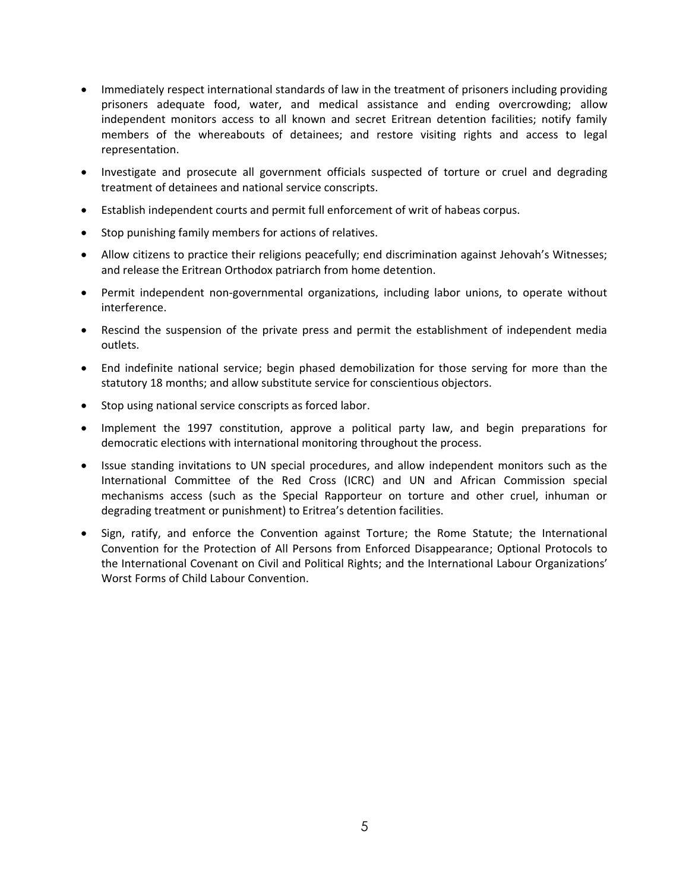- Immediately respect international standards of law in the treatment of prisoners including providing prisoners adequate food, water, and medical assistance and ending overcrowding; allow independent monitors access to all known and secret Eritrean detention facilities; notify family members of the whereabouts of detainees; and restore visiting rights and access to legal representation.
- Investigate and prosecute all government officials suspected of torture or cruel and degrading treatment of detainees and national service conscripts.
- Establish independent courts and permit full enforcement of writ of habeas corpus.
- Stop punishing family members for actions of relatives.
- Allow citizens to practice their religions peacefully; end discrimination against Jehovah's Witnesses; and release the Eritrean Orthodox patriarch from home detention.
- Permit independent non-governmental organizations, including labor unions, to operate without interference.
- Rescind the suspension of the private press and permit the establishment of independent media outlets.
- End indefinite national service; begin phased demobilization for those serving for more than the statutory 18 months; and allow substitute service for conscientious objectors.
- Stop using national service conscripts as forced labor.
- Implement the 1997 constitution, approve a political party law, and begin preparations for democratic elections with international monitoring throughout the process.
- Issue standing invitations to UN special procedures, and allow independent monitors such as the International Committee of the Red Cross (ICRC) and UN and African Commission special mechanisms access (such as the Special Rapporteur on torture and other cruel, inhuman or degrading treatment or punishment) to Eritrea's detention facilities.
- Sign, ratify, and enforce the Convention against Torture; the Rome Statute; the International Convention for the Protection of All Persons from Enforced Disappearance; Optional Protocols to the International Covenant on Civil and Political Rights; and the International Labour Organizations' Worst Forms of Child Labour Convention.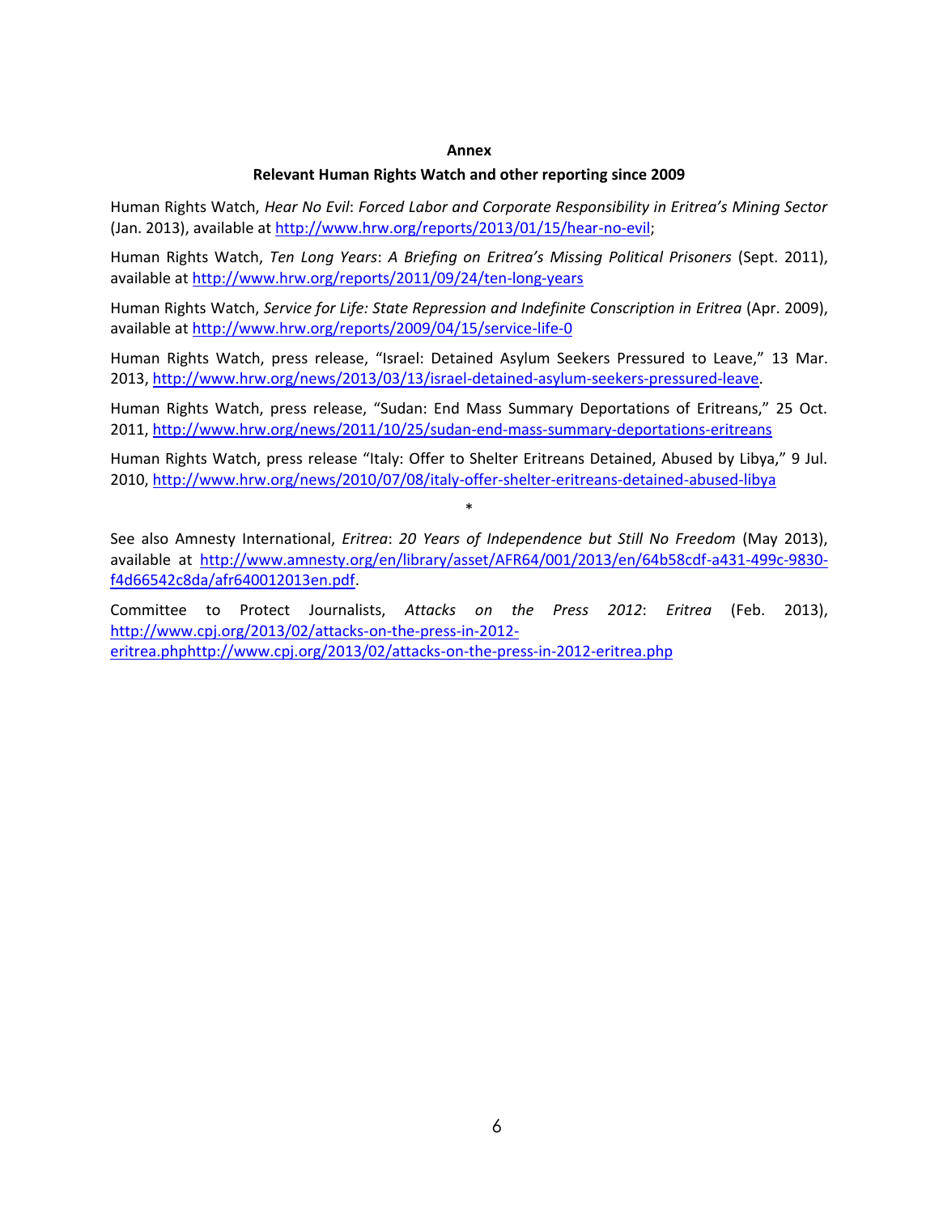**Annex**

**Relevant Human Rights Watch and other reporting since 2009**

Human Rights Watch, *Hear No Evil*: *Forced Labor and Corporate Responsibility in Eritrea's Mining Sector* (Jan. 2013), available at http://www.hrw.org/reports/2013/01/15/hear-no-evil;

Human Rights Watch, *Ten Long Years*: *A Briefing on Eritrea's Missing Political Prisoners* (Sept. 2011), available at http://www.hrw.org/reports/2011/09/24/ten-long-years

Human Rights Watch, *Service for Life: State Repression and Indefinite Conscription in Eritrea* (Apr. 2009), available at http://www.hrw.org/reports/2009/04/15/service-life-0

Human Rights Watch, press release, "Israel: Detained Asylum Seekers Pressured to Leave," 13 Mar. 2013, http://www.hrw.org/news/2013/03/13/israel-detained-asylum-seekers-pressured-leave.

Human Rights Watch, press release, "Sudan: End Mass Summary Deportations of Eritreans," 25 Oct. 2011, http://www.hrw.org/news/2011/10/25/sudan-end-mass-summary-deportations-eritreans

Human Rights Watch, press release "Italy: Offer to Shelter Eritreans Detained, Abused by Libya," 9 Jul. 2010, http://www.hrw.org/news/2010/07/08/italy-offer-shelter-eritreans-detained-abused-libya

*

See also Amnesty International, *Eritrea*: *20 Years of Independence but Still No Freedom* (May 2013), available at http://www.amnesty.org/en/library/asset/AFR64/001/2013/en/64b58cdf-a431-499c-9830-f4d66542c8da/afr640012013en.pdf.

Committee to Protect Journalists, *Attacks on the Press 2012*: *Eritrea* (Feb. 2013), http://www.cpj.org/2013/02/attacks-on-the-press-in-2012-eritrea.phphttp://www.cpj.org/2013/02/attacks-on-the-press-in-2012-eritrea.php